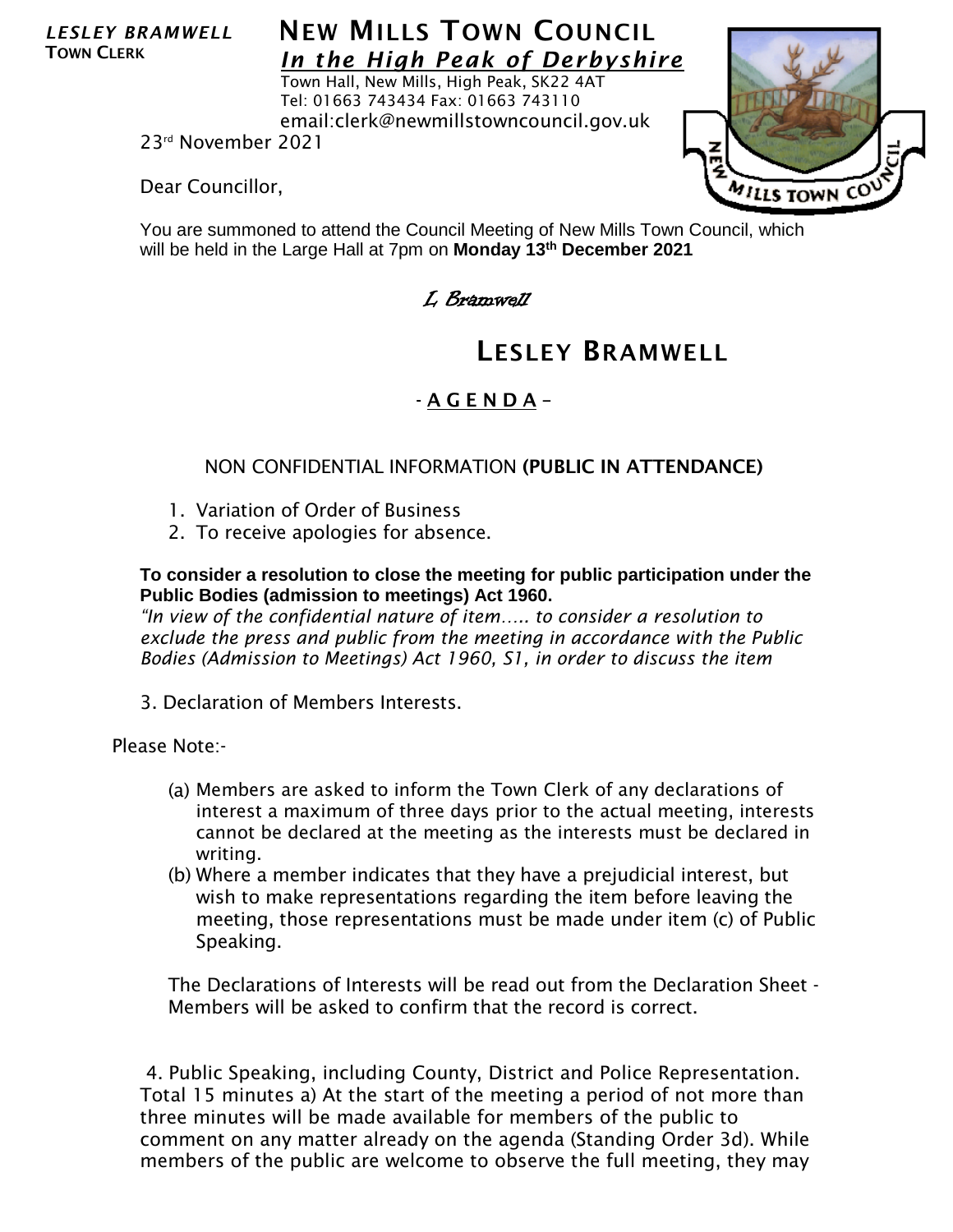*LESLEY BRAMWELL*
**TOWN CLERK**

# NEW MILLS TOWN COUNCIL

***In the High Peak of Derbyshire***

Town Hall, New Mills, High Peak, SK22 4AT
Tel: 01663 743434 Fax: 01663 743110
email:clerk@newmillstowncouncil.gov.uk

23rd November 2021

Dear Councillor,

You are summoned to attend the Council Meeting of New Mills Town Council, which will be held in the Large Hall at 7pm on **Monday 13th December 2021**

*L Bramwell*

## LESLEY BRAMWELL

## - A G E N D A –

NON CONFIDENTIAL INFORMATION **(PUBLIC IN ATTENDANCE)**

1. Variation of Order of Business
2. To receive apologies for absence.

**To consider a resolution to close the meeting for public participation under the Public Bodies (admission to meetings) Act 1960.**
*"In view of the confidential nature of item….. to consider a resolution to exclude the press and public from the meeting in accordance with the Public Bodies (Admission to Meetings) Act 1960, S1, in order to discuss the item*

3. Declaration of Members Interests.

Please Note:-

(a) Members are asked to inform the Town Clerk of any declarations of interest a maximum of three days prior to the actual meeting, interests cannot be declared at the meeting as the interests must be declared in writing.
(b) Where a member indicates that they have a prejudicial interest, but wish to make representations regarding the item before leaving the meeting, those representations must be made under item (c) of Public Speaking.

The Declarations of Interests will be read out from the Declaration Sheet - Members will be asked to confirm that the record is correct.

4. Public Speaking, including County, District and Police Representation. Total 15 minutes a) At the start of the meeting a period of not more than three minutes will be made available for members of the public to comment on any matter already on the agenda (Standing Order 3d). While members of the public are welcome to observe the full meeting, they may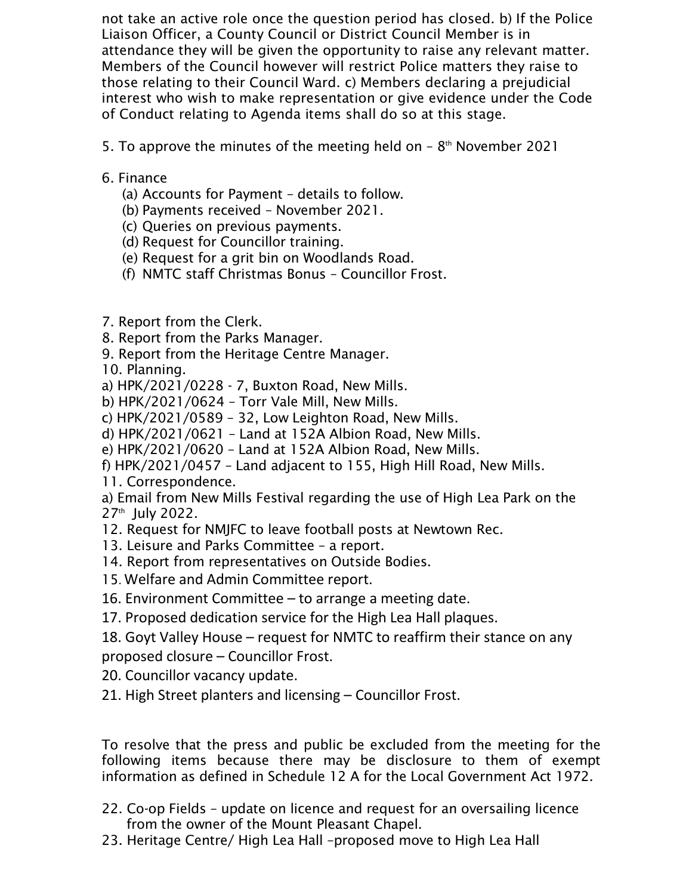not take an active role once the question period has closed. b) If the Police Liaison Officer, a County Council or District Council Member is in attendance they will be given the opportunity to raise any relevant matter. Members of the Council however will restrict Police matters they raise to those relating to their Council Ward. c) Members declaring a prejudicial interest who wish to make representation or give evidence under the Code of Conduct relating to Agenda items shall do so at this stage.

5. To approve the minutes of the meeting held on – 8th November 2021

6. Finance
   (a) Accounts for Payment – details to follow.
   (b) Payments received – November 2021.
   (c) Queries on previous payments.
   (d) Request for Councillor training.
   (e) Request for a grit bin on Woodlands Road.
   (f) NMTC staff Christmas Bonus – Councillor Frost.

7. Report from the Clerk.
8. Report from the Parks Manager.
9. Report from the Heritage Centre Manager.
10. Planning.
a) HPK/2021/0228 - 7, Buxton Road, New Mills.
b) HPK/2021/0624 – Torr Vale Mill, New Mills.
c) HPK/2021/0589 – 32, Low Leighton Road, New Mills.
d) HPK/2021/0621 – Land at 152A Albion Road, New Mills.
e) HPK/2021/0620 – Land at 152A Albion Road, New Mills.
f) HPK/2021/0457 – Land adjacent to 155, High Hill Road, New Mills.
11. Correspondence.
a) Email from New Mills Festival regarding the use of High Lea Park on the 27th July 2022.
12. Request for NMJFC to leave football posts at Newtown Rec.
13. Leisure and Parks Committee – a report.
14. Report from representatives on Outside Bodies.
15. Welfare and Admin Committee report.
16. Environment Committee – to arrange a meeting date.
17. Proposed dedication service for the High Lea Hall plaques.
18. Goyt Valley House – request for NMTC to reaffirm their stance on any proposed closure – Councillor Frost.
20. Councillor vacancy update.
21. High Street planters and licensing – Councillor Frost.

To resolve that the press and public be excluded from the meeting for the following items because there may be disclosure to them of exempt information as defined in Schedule 12 A for the Local Government Act 1972.

22. Co-op Fields – update on licence and request for an oversailing licence from the owner of the Mount Pleasant Chapel.
23. Heritage Centre/ High Lea Hall –proposed move to High Lea Hall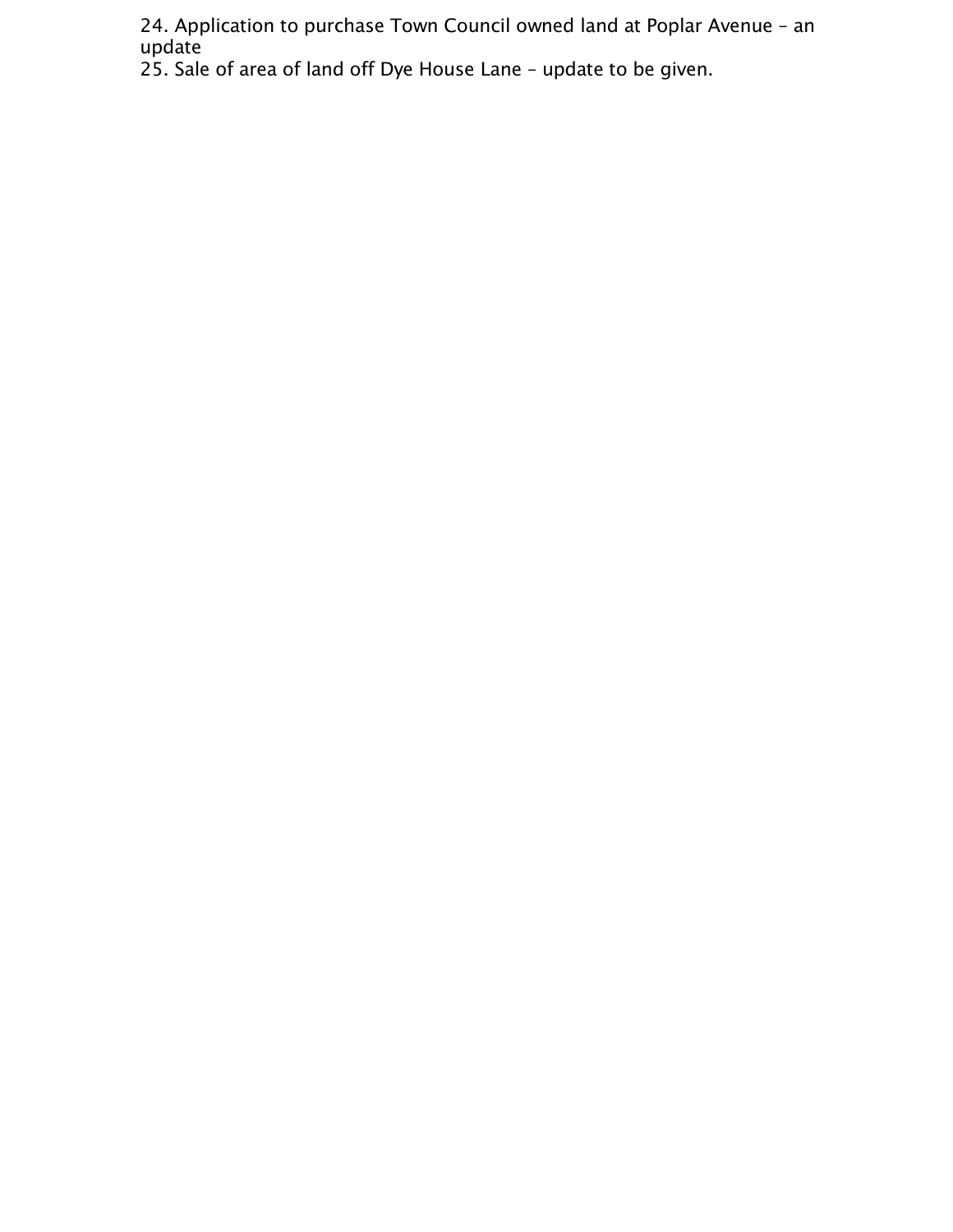24. Application to purchase Town Council owned land at Poplar Avenue – an update
25. Sale of area of land off Dye House Lane – update to be given.